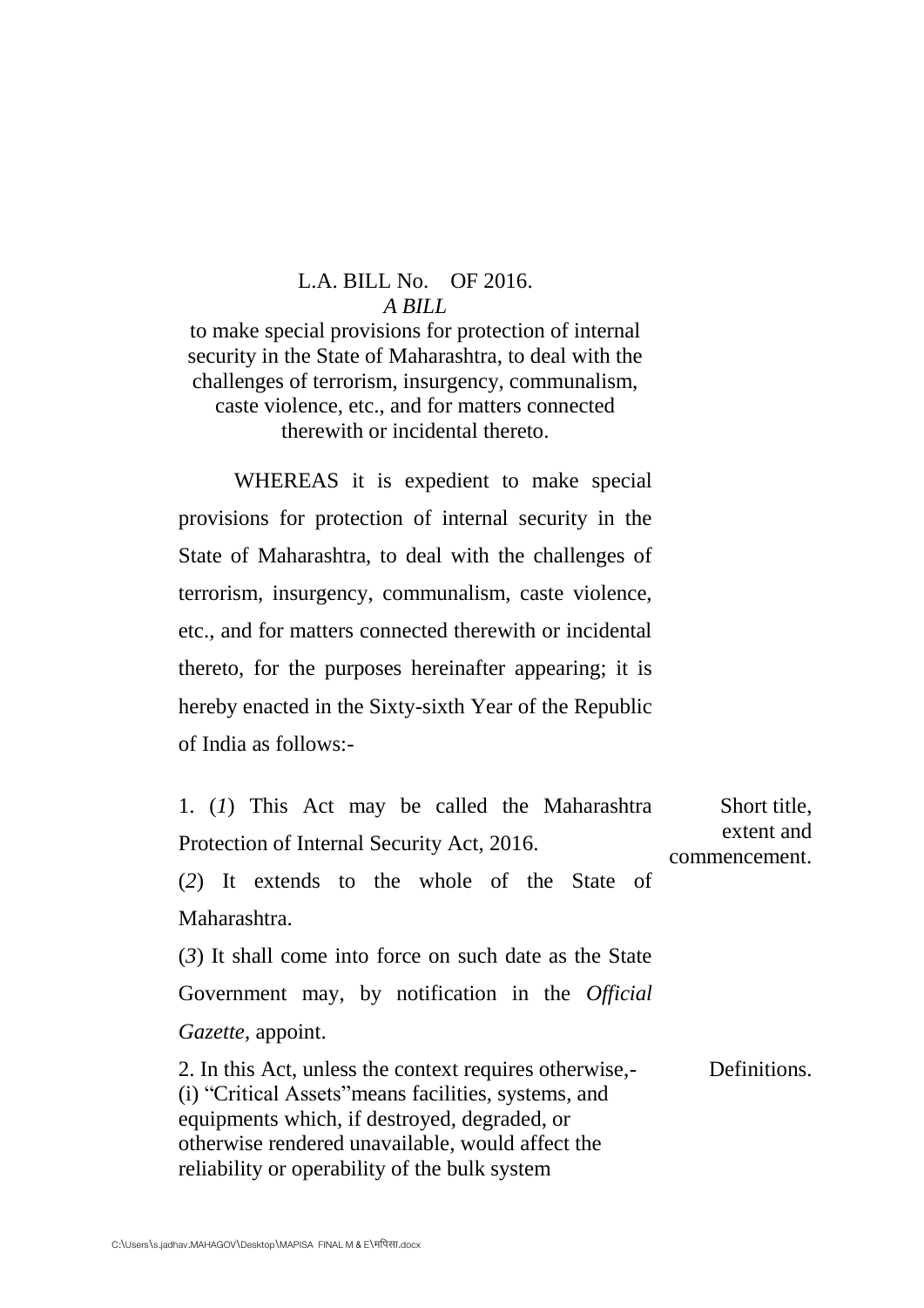L.A. BILL No. OF 2016.

*A BILL*

to make special provisions for protection of internal security in the State of Maharashtra, to deal with the challenges of terrorism, insurgency, communalism, caste violence, etc., and for matters connected therewith or incidental thereto.

WHEREAS it is expedient to make special provisions for protection of internal security in the State of Maharashtra, to deal with the challenges of terrorism, insurgency, communalism, caste violence, etc., and for matters connected therewith or incidental thereto, for the purposes hereinafter appearing; it is hereby enacted in the Sixty-sixth Year of the Republic of India as follows:-

Short title, extent and commencement.

1. (*1*) This Act may be called the Maharashtra Protection of Internal Security Act, 2016.

(*2*) It extends to the whole of the State of Maharashtra.

(*3*) It shall come into force on such date as the State Government may, by notification in the *Official Gazette*, appoint.

Definitions.

2. In this Act, unless the context requires otherwise,-

(i) "Critical Assets"means facilities, systems, and equipments which, if destroyed, degraded, or otherwise rendered unavailable, would affect the reliability or operability of the bulk system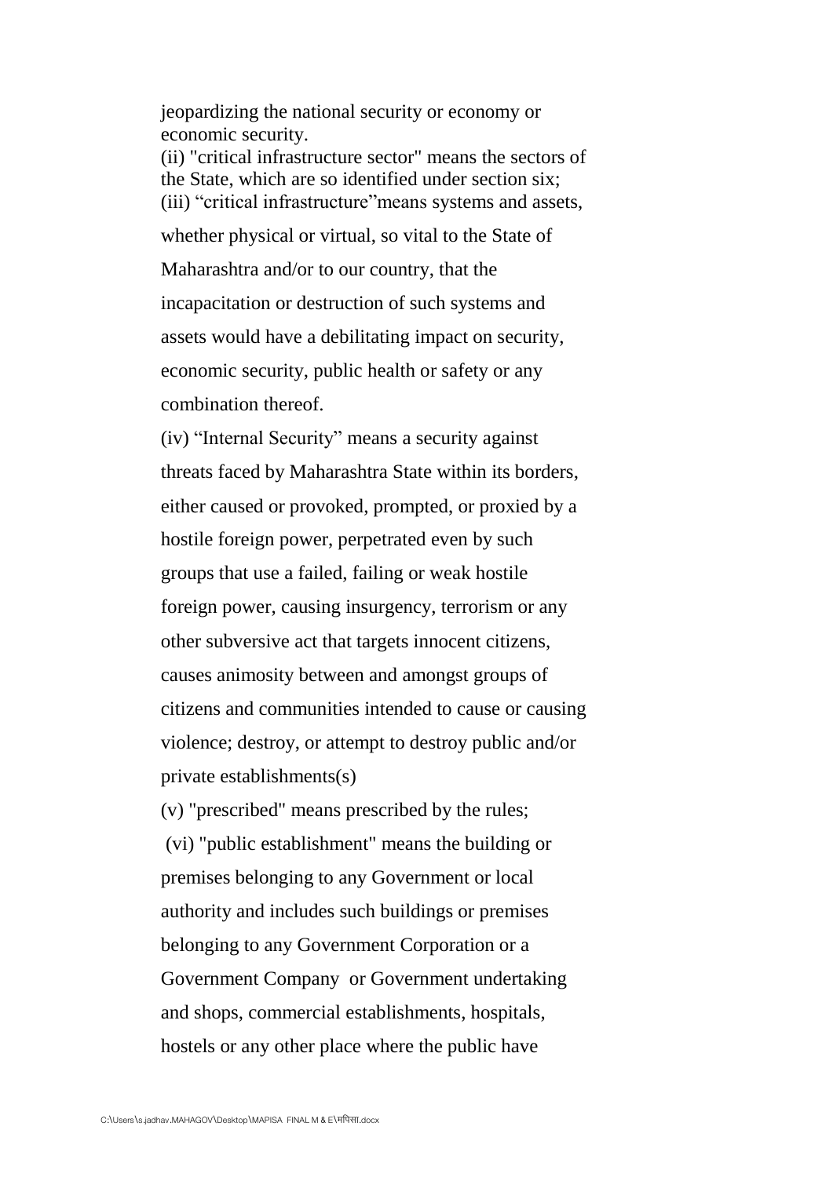jeopardizing the national security or economy or economic security.

(ii) "critical infrastructure sector" means the sectors of the State, which are so identified under section six;

(iii) "critical infrastructure"means systems and assets, whether physical or virtual, so vital to the State of Maharashtra and/or to our country, that the incapacitation or destruction of such systems and assets would have a debilitating impact on security, economic security, public health or safety or any combination thereof.

(iv) "Internal Security" means a security against threats faced by Maharashtra State within its borders, either caused or provoked, prompted, or proxied by a hostile foreign power, perpetrated even by such groups that use a failed, failing or weak hostile foreign power, causing insurgency, terrorism or any other subversive act that targets innocent citizens, causes animosity between and amongst groups of citizens and communities intended to cause or causing violence; destroy, or attempt to destroy public and/or private establishments(s)

(v) "prescribed" means prescribed by the rules;

(vi) "public establishment" means the building or premises belonging to any Government or local authority and includes such buildings or premises belonging to any Government Corporation or a Government Company or Government undertaking and shops, commercial establishments, hospitals, hostels or any other place where the public have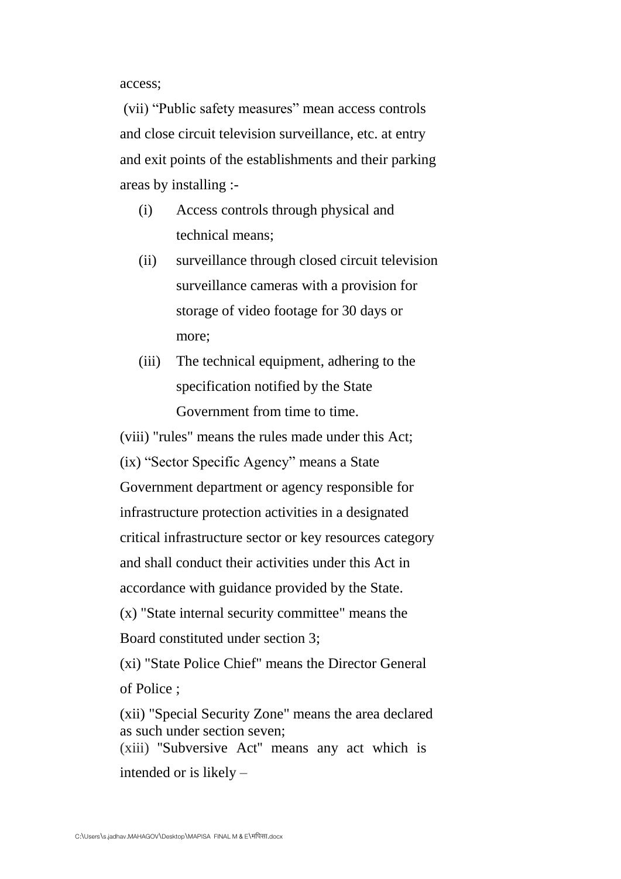access;

(vii) “Public safety measures” mean access controls and close circuit television surveillance, etc. at entry and exit points of the establishments and their parking areas by installing :-

- (i) Access controls through physical and technical means;
- (ii) surveillance through closed circuit television surveillance cameras with a provision for storage of video footage for 30 days or more;
- (iii) The technical equipment, adhering to the specification notified by the State Government from time to time.

(viii) "rules" means the rules made under this Act;

(ix) “Sector Specific Agency” means a State Government department or agency responsible for infrastructure protection activities in a designated critical infrastructure sector or key resources category and shall conduct their activities under this Act in accordance with guidance provided by the State.

(x) "State internal security committee" means the Board constituted under section 3;

(xi) "State Police Chief" means the Director General of Police ;

(xii) "Special Security Zone" means the area declared as such under section seven;

(xiii) "Subversive Act" means any act which is intended or is likely –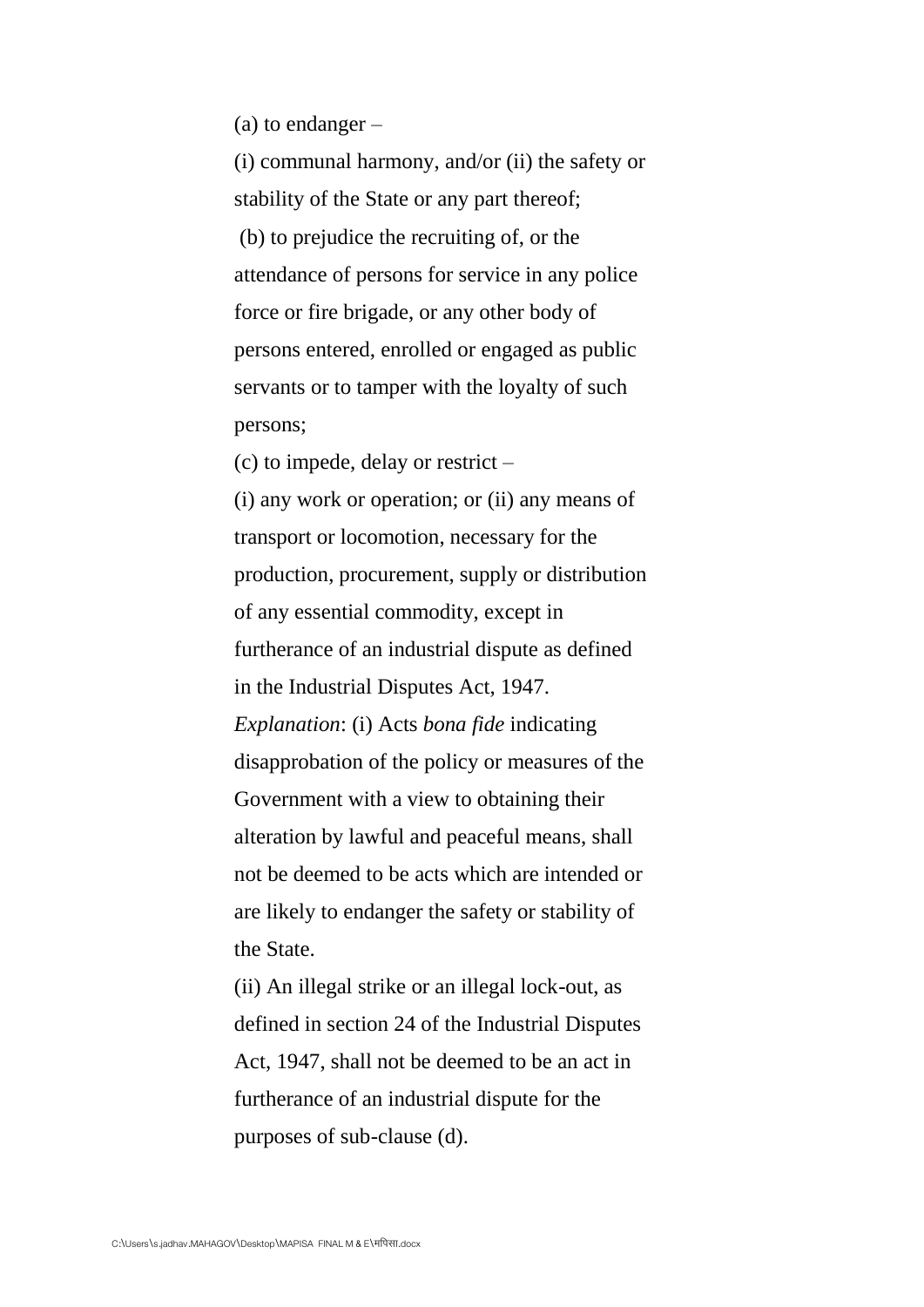(a) to endanger –

(i) communal harmony, and/or (ii) the safety or stability of the State or any part thereof;

(b) to prejudice the recruiting of, or the attendance of persons for service in any police force or fire brigade, or any other body of persons entered, enrolled or engaged as public servants or to tamper with the loyalty of such persons;

(c) to impede, delay or restrict –

(i) any work or operation; or (ii) any means of transport or locomotion, necessary for the production, procurement, supply or distribution of any essential commodity, except in furtherance of an industrial dispute as defined in the Industrial Disputes Act, 1947.

*Explanation*: (i) Acts *bona fide* indicating disapprobation of the policy or measures of the Government with a view to obtaining their alteration by lawful and peaceful means, shall not be deemed to be acts which are intended or are likely to endanger the safety or stability of the State.

(ii) An illegal strike or an illegal lock-out, as defined in section 24 of the Industrial Disputes Act, 1947, shall not be deemed to be an act in furtherance of an industrial dispute for the purposes of sub-clause (d).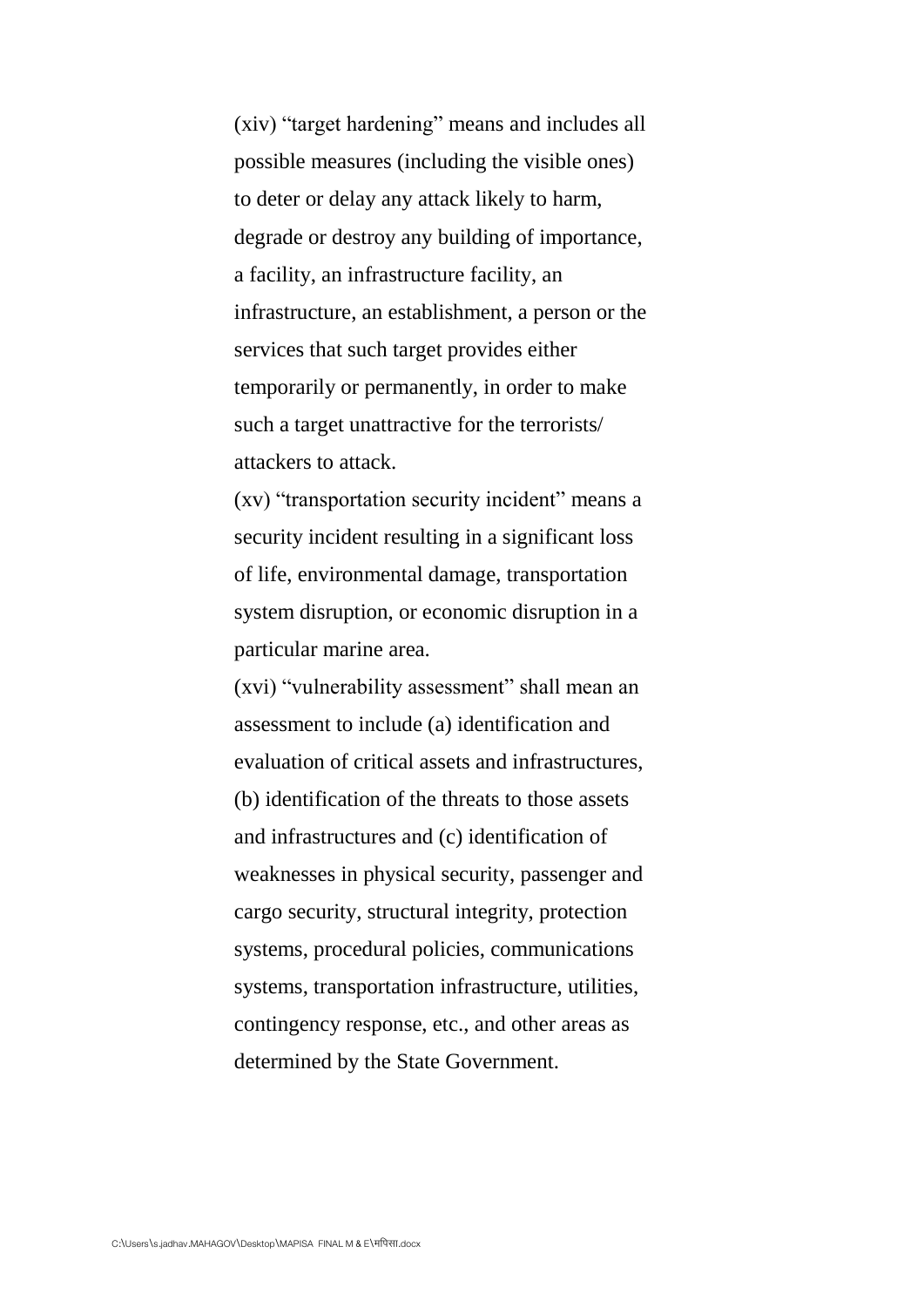(xiv) "target hardening" means and includes all possible measures (including the visible ones) to deter or delay any attack likely to harm, degrade or destroy any building of importance, a facility, an infrastructure facility, an infrastructure, an establishment, a person or the services that such target provides either temporarily or permanently, in order to make such a target unattractive for the terrorists/ attackers to attack.

(xv) "transportation security incident" means a security incident resulting in a significant loss of life, environmental damage, transportation system disruption, or economic disruption in a particular marine area.

(xvi) "vulnerability assessment" shall mean an assessment to include (a) identification and evaluation of critical assets and infrastructures, (b) identification of the threats to those assets and infrastructures and (c) identification of weaknesses in physical security, passenger and cargo security, structural integrity, protection systems, procedural policies, communications systems, transportation infrastructure, utilities, contingency response, etc., and other areas as determined by the State Government.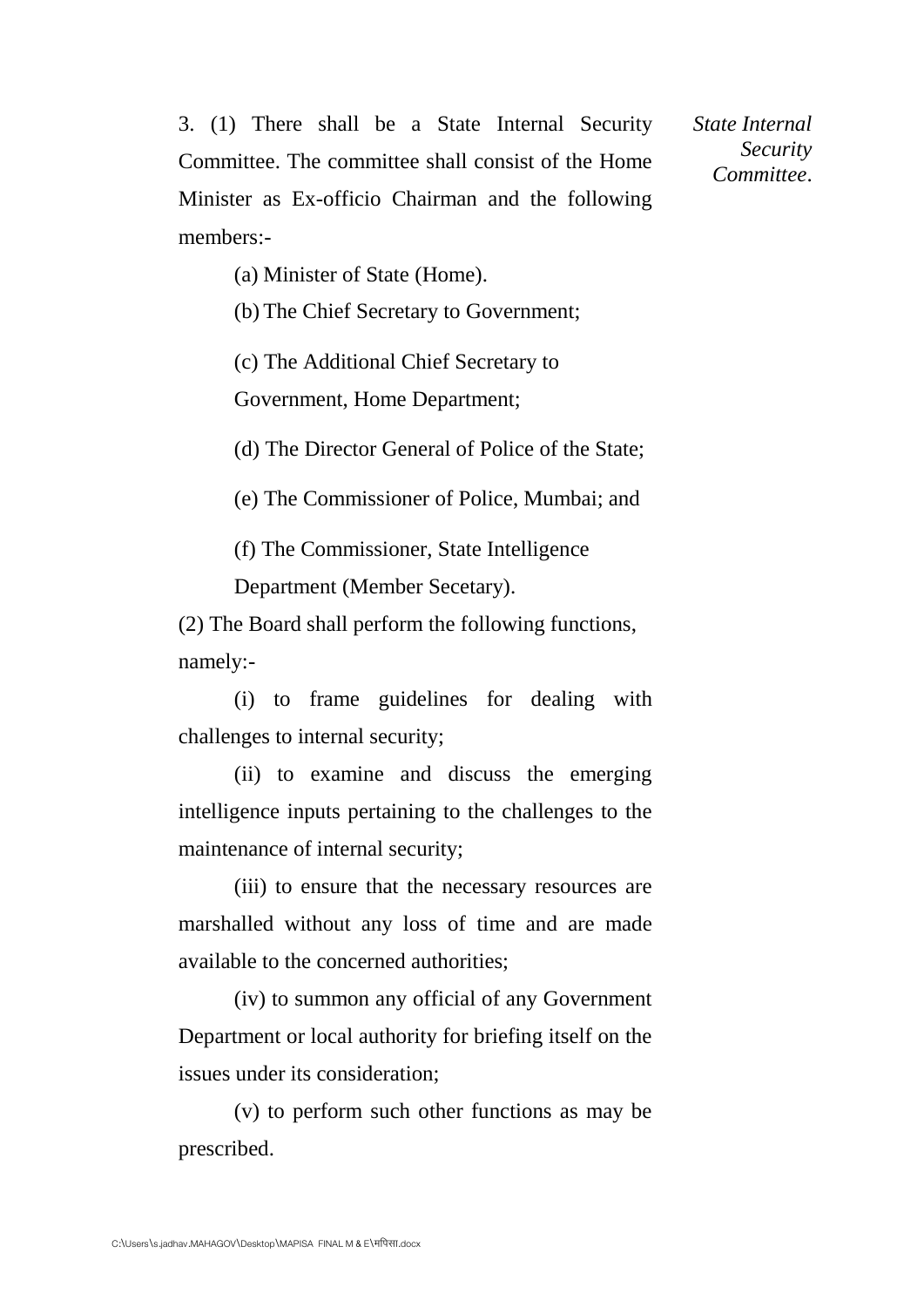*State Internal Security Committee.*

3. (1) There shall be a State Internal Security Committee. The committee shall consist of the Home Minister as Ex-officio Chairman and the following members:-

(a) Minister of State (Home).

(b) The Chief Secretary to Government;

(c) The Additional Chief Secretary to Government, Home Department;

(d) The Director General of Police of the State;

(e) The Commissioner of Police, Mumbai; and

(f) The Commissioner, State Intelligence Department (Member Secetary).

(2) The Board shall perform the following functions, namely:-

(i) to frame guidelines for dealing with challenges to internal security;

(ii) to examine and discuss the emerging intelligence inputs pertaining to the challenges to the maintenance of internal security;

(iii) to ensure that the necessary resources are marshalled without any loss of time and are made available to the concerned authorities;

(iv) to summon any official of any Government Department or local authority for briefing itself on the issues under its consideration;

(v) to perform such other functions as may be prescribed.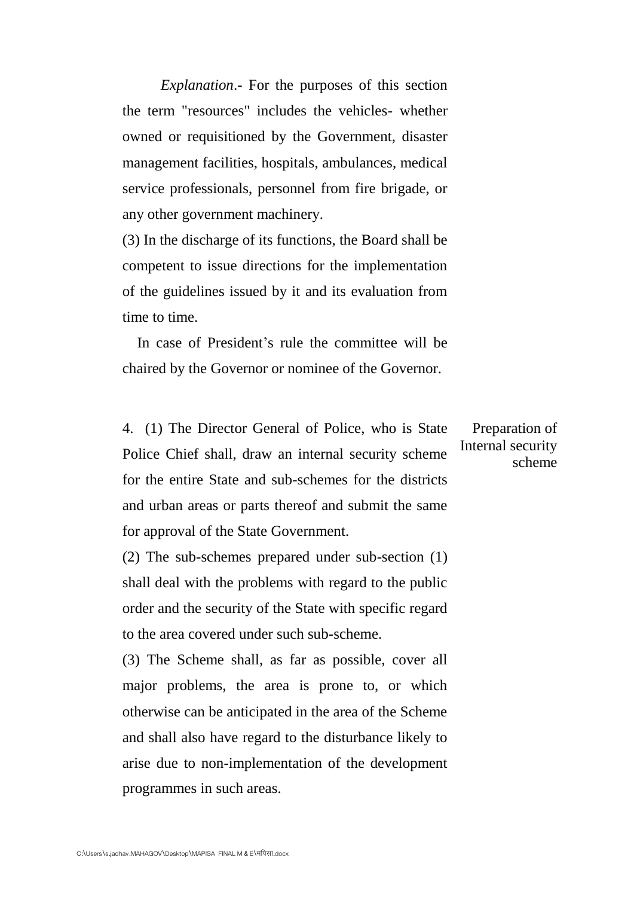*Explanation*.- For the purposes of this section the term "resources" includes the vehicles- whether owned or requisitioned by the Government, disaster management facilities, hospitals, ambulances, medical service professionals, personnel from fire brigade, or any other government machinery.

(3) In the discharge of its functions, the Board shall be competent to issue directions for the implementation of the guidelines issued by it and its evaluation from time to time.

In case of President's rule the committee will be chaired by the Governor or nominee of the Governor.

**Preparation of Internal security scheme**

4. (1) The Director General of Police, who is State Police Chief shall, draw an internal security scheme for the entire State and sub-schemes for the districts and urban areas or parts thereof and submit the same for approval of the State Government.

(2) The sub-schemes prepared under sub-section (1) shall deal with the problems with regard to the public order and the security of the State with specific regard to the area covered under such sub-scheme.

(3) The Scheme shall, as far as possible, cover all major problems, the area is prone to, or which otherwise can be anticipated in the area of the Scheme and shall also have regard to the disturbance likely to arise due to non-implementation of the development programmes in such areas.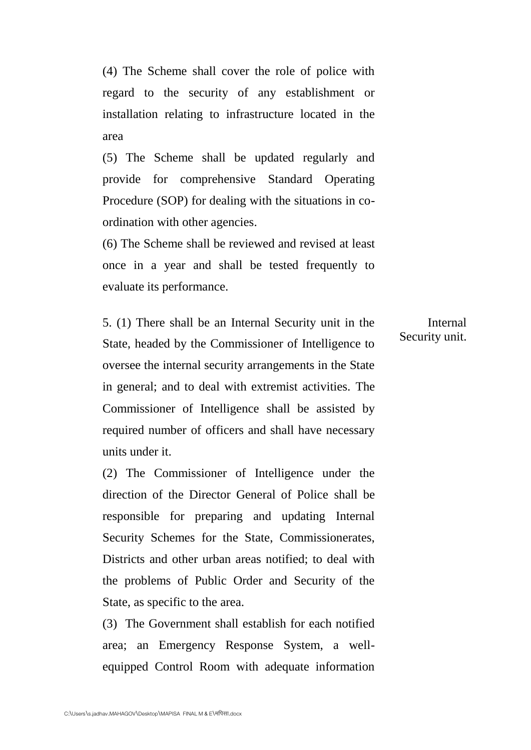(4) The Scheme shall cover the role of police with regard to the security of any establishment or installation relating to infrastructure located in the area

(5) The Scheme shall be updated regularly and provide for comprehensive Standard Operating Procedure (SOP) for dealing with the situations in co-ordination with other agencies.

(6) The Scheme shall be reviewed and revised at least once in a year and shall be tested frequently to evaluate its performance.

Internal Security unit.

5. (1) There shall be an Internal Security unit in the State, headed by the Commissioner of Intelligence to oversee the internal security arrangements in the State in general; and to deal with extremist activities. The Commissioner of Intelligence shall be assisted by required number of officers and shall have necessary units under it.

(2) The Commissioner of Intelligence under the direction of the Director General of Police shall be responsible for preparing and updating Internal Security Schemes for the State, Commissionerates, Districts and other urban areas notified; to deal with the problems of Public Order and Security of the State, as specific to the area.

(3) The Government shall establish for each notified area; an Emergency Response System, a well-equipped Control Room with adequate information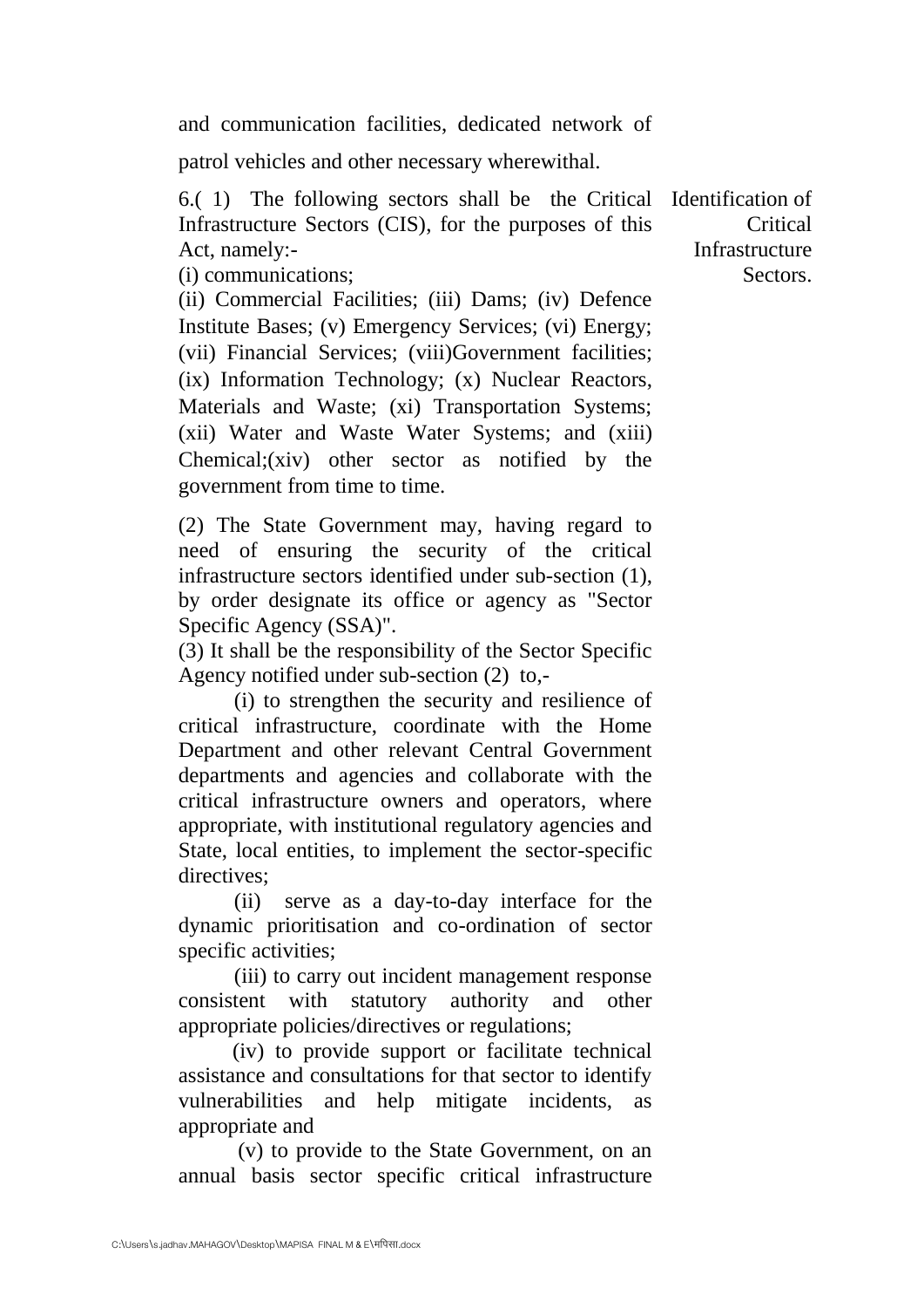and communication facilities, dedicated network of patrol vehicles and other necessary wherewithal.

**Identification of Critical Infrastructure Sectors.**

6.( 1) The following sectors shall be the Critical Infrastructure Sectors (CIS), for the purposes of this Act, namely:-

(i) communications;

(ii) Commercial Facilities; (iii) Dams; (iv) Defence Institute Bases; (v) Emergency Services; (vi) Energy; (vii) Financial Services; (viii)Government facilities; (ix) Information Technology; (x) Nuclear Reactors, Materials and Waste; (xi) Transportation Systems; (xii) Water and Waste Water Systems; and (xiii) Chemical;(xiv) other sector as notified by the government from time to time.

(2) The State Government may, having regard to need of ensuring the security of the critical infrastructure sectors identified under sub-section (1), by order designate its office or agency as "Sector Specific Agency (SSA)".

(3) It shall be the responsibility of the Sector Specific Agency notified under sub-section (2) to,-

(i) to strengthen the security and resilience of critical infrastructure, coordinate with the Home Department and other relevant Central Government departments and agencies and collaborate with the critical infrastructure owners and operators, where appropriate, with institutional regulatory agencies and State, local entities, to implement the sector-specific directives;

(ii) serve as a day-to-day interface for the dynamic prioritisation and co-ordination of sector specific activities;

(iii) to carry out incident management response consistent with statutory authority and other appropriate policies/directives or regulations;

(iv) to provide support or facilitate technical assistance and consultations for that sector to identify vulnerabilities and help mitigate incidents, as appropriate and

(v) to provide to the State Government, on an annual basis sector specific critical infrastructure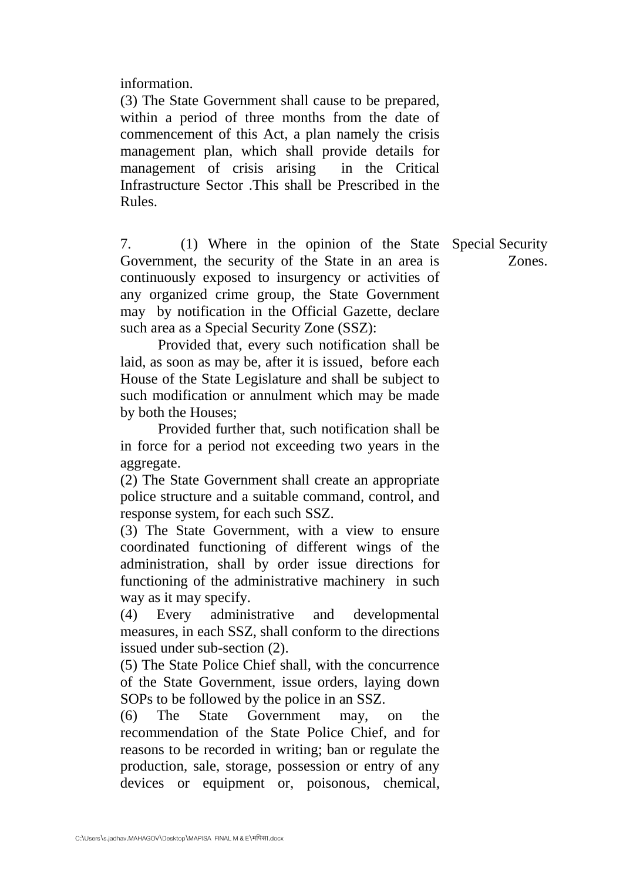information.

(3) The State Government shall cause to be prepared, within a period of three months from the date of commencement of this Act, a plan namely the crisis management plan, which shall provide details for management of crisis arising in the Critical Infrastructure Sector .This shall be Prescribed in the Rules.

7. (1) Where in the opinion of the State Government, the security of the State in an area is continuously exposed to insurgency or activities of any organized crime group, the State Government may by notification in the Official Gazette, declare such area as a Special Security Zone (SSZ):

**Special Security Zones.**

Provided that, every such notification shall be laid, as soon as may be, after it is issued, before each House of the State Legislature and shall be subject to such modification or annulment which may be made by both the Houses;

Provided further that, such notification shall be in force for a period not exceeding two years in the aggregate.

(2) The State Government shall create an appropriate police structure and a suitable command, control, and response system, for each such SSZ.

(3) The State Government, with a view to ensure coordinated functioning of different wings of the administration, shall by order issue directions for functioning of the administrative machinery in such way as it may specify.

(4) Every administrative and developmental measures, in each SSZ, shall conform to the directions issued under sub-section (2).

(5) The State Police Chief shall, with the concurrence of the State Government, issue orders, laying down SOPs to be followed by the police in an SSZ.

(6) The State Government may, on the recommendation of the State Police Chief, and for reasons to be recorded in writing; ban or regulate the production, sale, storage, possession or entry of any devices or equipment or, poisonous, chemical,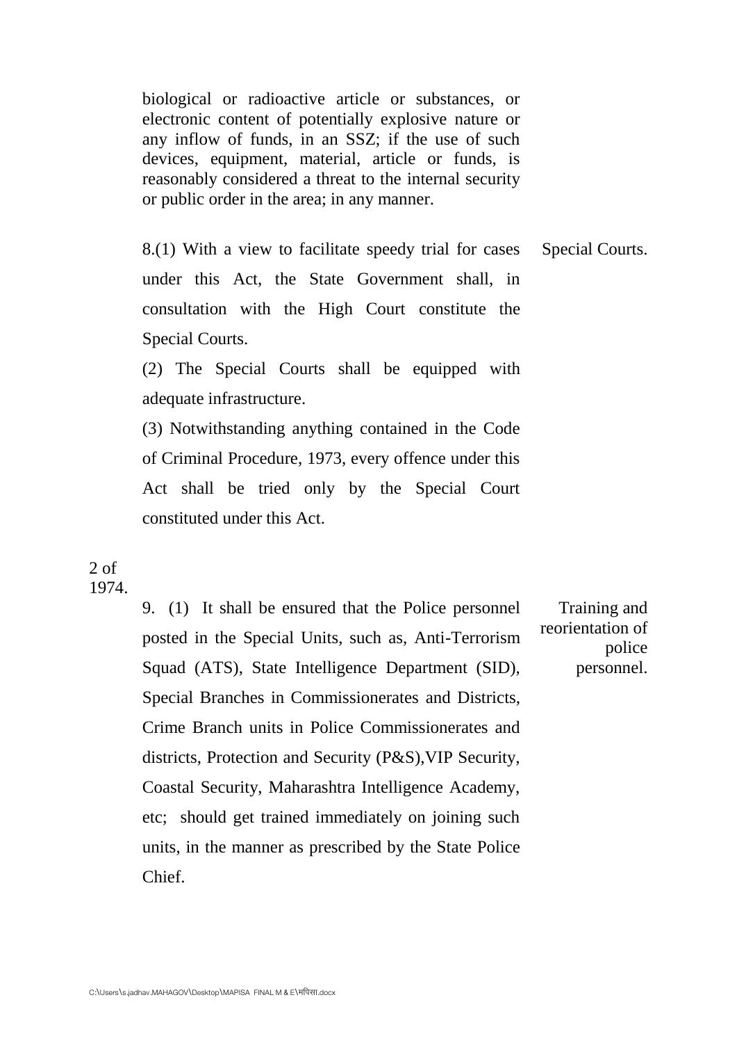biological or radioactive article or substances, or electronic content of potentially explosive nature or any inflow of funds, in an SSZ; if the use of such devices, equipment, material, article or funds, is reasonably considered a threat to the internal security or public order in the area; in any manner.

**Special Courts.**

8.(1) With a view to facilitate speedy trial for cases under this Act, the State Government shall, in consultation with the High Court constitute the Special Courts.

(2) The Special Courts shall be equipped with adequate infrastructure.

(3) Notwithstanding anything contained in the Code of Criminal Procedure, 1973, every offence under this Act shall be tried only by the Special Court constituted under this Act.

2 of 1974.

**Training and reorientation of police personnel.**

9. (1) It shall be ensured that the Police personnel posted in the Special Units, such as, Anti-Terrorism Squad (ATS), State Intelligence Department (SID), Special Branches in Commissionerates and Districts, Crime Branch units in Police Commissionerates and districts, Protection and Security (P&S),VIP Security, Coastal Security, Maharashtra Intelligence Academy, etc; should get trained immediately on joining such units, in the manner as prescribed by the State Police Chief.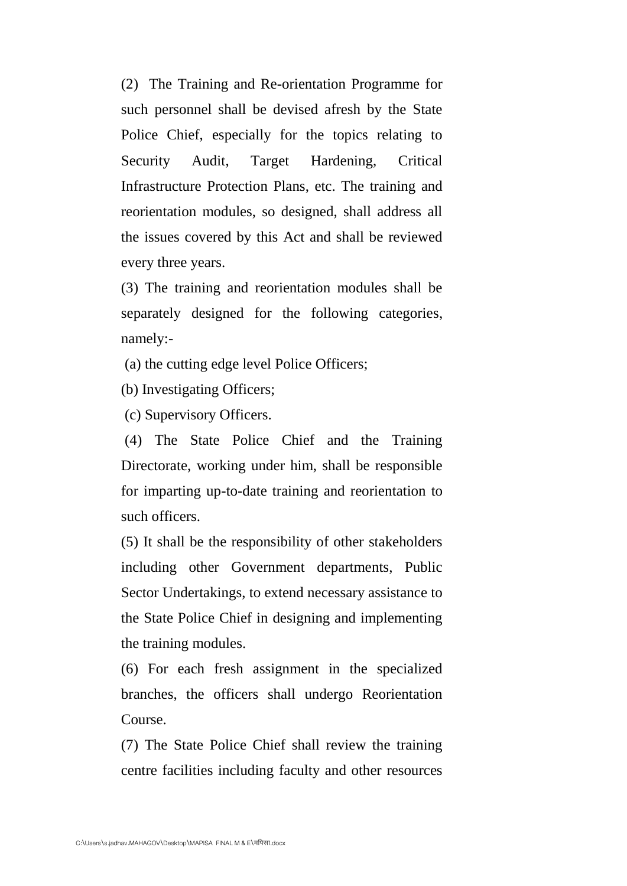(2) The Training and Re-orientation Programme for such personnel shall be devised afresh by the State Police Chief, especially for the topics relating to Security Audit, Target Hardening, Critical Infrastructure Protection Plans, etc. The training and reorientation modules, so designed, shall address all the issues covered by this Act and shall be reviewed every three years.

(3) The training and reorientation modules shall be separately designed for the following categories, namely:-

(a) the cutting edge level Police Officers;

(b) Investigating Officers;

(c) Supervisory Officers.

(4) The State Police Chief and the Training Directorate, working under him, shall be responsible for imparting up-to-date training and reorientation to such officers.

(5) It shall be the responsibility of other stakeholders including other Government departments, Public Sector Undertakings, to extend necessary assistance to the State Police Chief in designing and implementing the training modules.

(6) For each fresh assignment in the specialized branches, the officers shall undergo Reorientation Course.

(7) The State Police Chief shall review the training centre facilities including faculty and other resources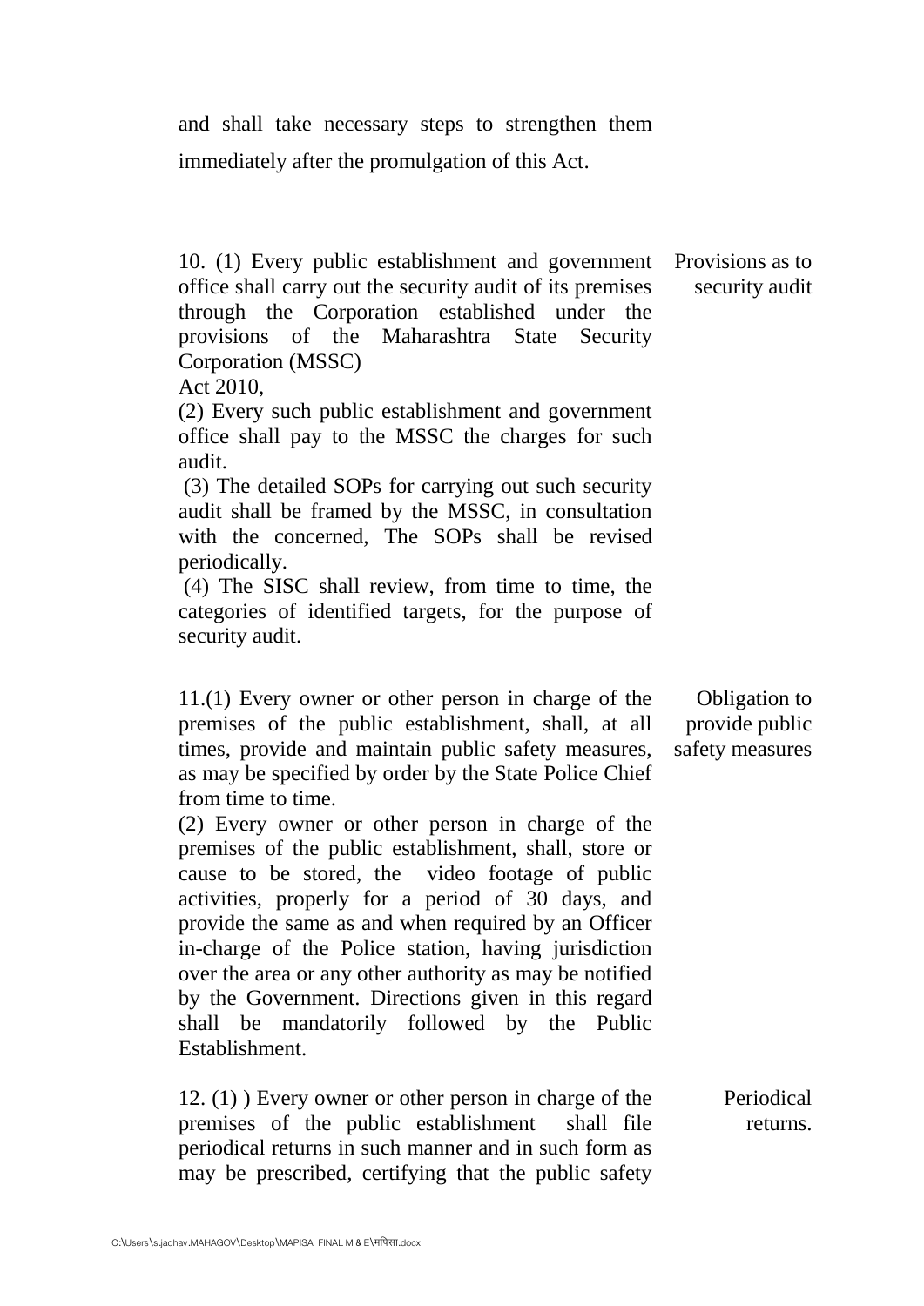and shall take necessary steps to strengthen them immediately after the promulgation of this Act.

**Provisions as to security audit**

10. (1) Every public establishment and government office shall carry out the security audit of its premises through the Corporation established under the provisions of the Maharashtra State Security Corporation (MSSC) Act 2010,

(2) Every such public establishment and government office shall pay to the MSSC the charges for such audit.

(3) The detailed SOPs for carrying out such security audit shall be framed by the MSSC, in consultation with the concerned, The SOPs shall be revised periodically.

(4) The SISC shall review, from time to time, the categories of identified targets, for the purpose of security audit.

**Obligation to provide public safety measures**

11.(1) Every owner or other person in charge of the premises of the public establishment, shall, at all times, provide and maintain public safety measures, as may be specified by order by the State Police Chief from time to time.

(2) Every owner or other person in charge of the premises of the public establishment, shall, store or cause to be stored, the video footage of public activities, properly for a period of 30 days, and provide the same as and when required by an Officer in-charge of the Police station, having jurisdiction over the area or any other authority as may be notified by the Government. Directions given in this regard shall be mandatorily followed by the Public Establishment.

**Periodical returns.**

12. (1) ) Every owner or other person in charge of the premises of the public establishment shall file periodical returns in such manner and in such form as may be prescribed, certifying that the public safety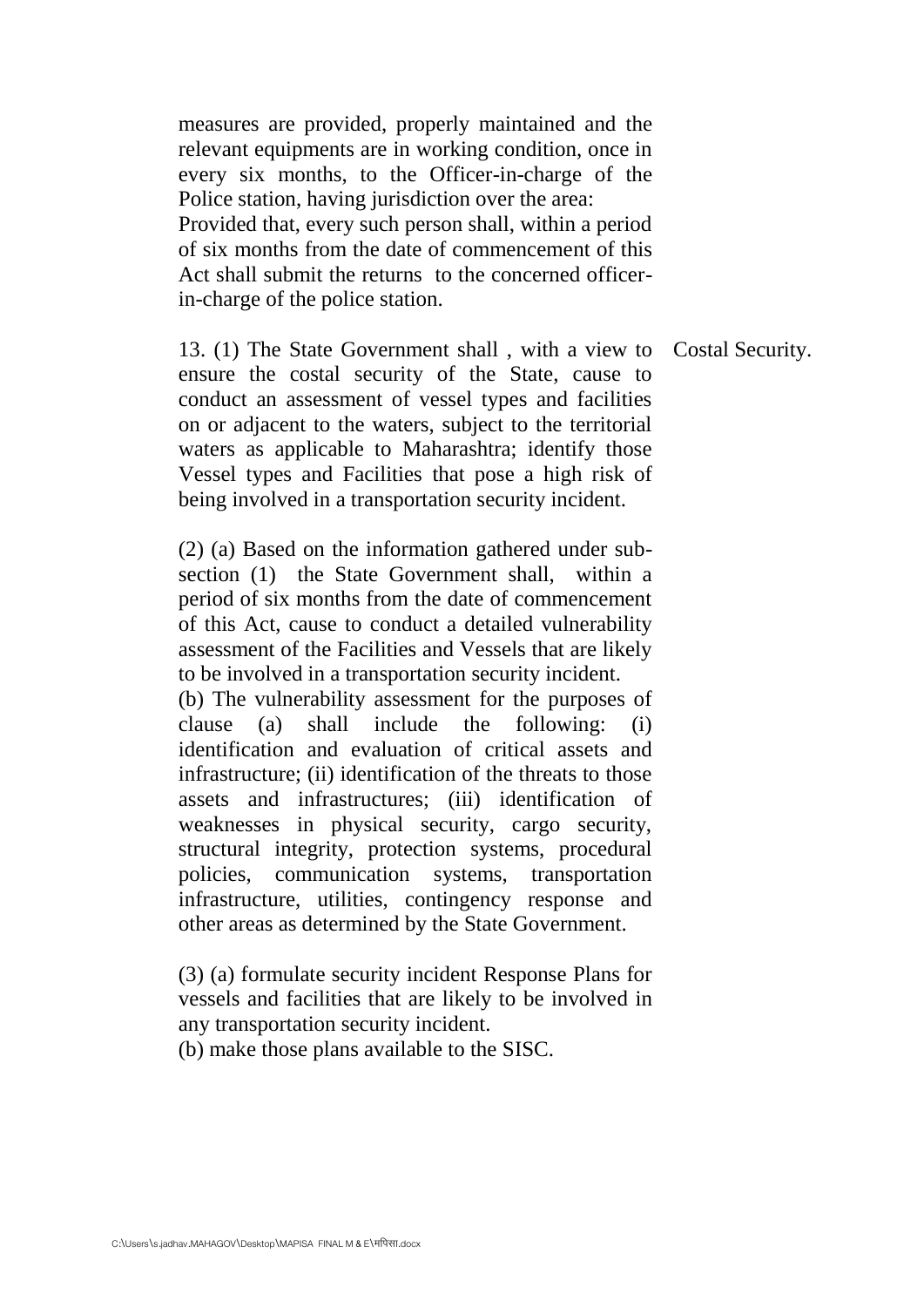measures are provided, properly maintained and the relevant equipments are in working condition, once in every six months, to the Officer-in-charge of the Police station, having jurisdiction over the area:

Provided that, every such person shall, within a period of six months from the date of commencement of this Act shall submit the returns to the concerned officer-in-charge of the police station.

**Costal Security.**

13. (1) The State Government shall , with a view to ensure the costal security of the State, cause to conduct an assessment of vessel types and facilities on or adjacent to the waters, subject to the territorial waters as applicable to Maharashtra; identify those Vessel types and Facilities that pose a high risk of being involved in a transportation security incident.

(2) (a) Based on the information gathered under sub-section (1) the State Government shall, within a period of six months from the date of commencement of this Act, cause to conduct a detailed vulnerability assessment of the Facilities and Vessels that are likely to be involved in a transportation security incident.

(b) The vulnerability assessment for the purposes of clause (a) shall include the following: (i) identification and evaluation of critical assets and infrastructure; (ii) identification of the threats to those assets and infrastructures; (iii) identification of weaknesses in physical security, cargo security, structural integrity, protection systems, procedural policies, communication systems, transportation infrastructure, utilities, contingency response and other areas as determined by the State Government.

(3) (a) formulate security incident Response Plans for vessels and facilities that are likely to be involved in any transportation security incident.

(b) make those plans available to the SISC.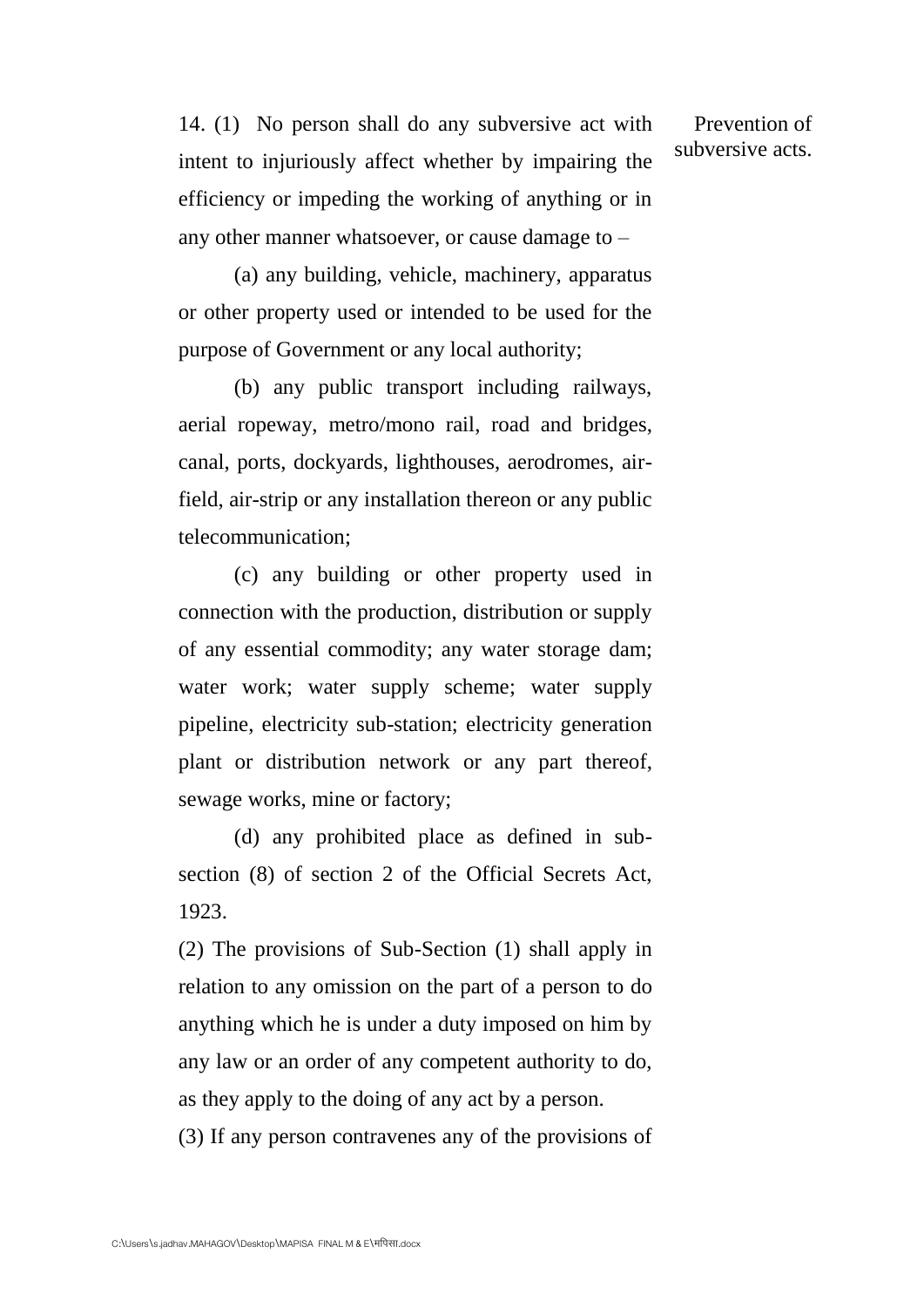**Prevention of subversive acts.**

14. (1) No person shall do any subversive act with intent to injuriously affect whether by impairing the efficiency or impeding the working of anything or in any other manner whatsoever, or cause damage to –

(a) any building, vehicle, machinery, apparatus or other property used or intended to be used for the purpose of Government or any local authority;

(b) any public transport including railways, aerial ropeway, metro/mono rail, road and bridges, canal, ports, dockyards, lighthouses, aerodromes, air-field, air-strip or any installation thereon or any public telecommunication;

(c) any building or other property used in connection with the production, distribution or supply of any essential commodity; any water storage dam; water work; water supply scheme; water supply pipeline, electricity sub-station; electricity generation plant or distribution network or any part thereof, sewage works, mine or factory;

(d) any prohibited place as defined in sub-section (8) of section 2 of the Official Secrets Act, 1923.

(2) The provisions of Sub-Section (1) shall apply in relation to any omission on the part of a person to do anything which he is under a duty imposed on him by any law or an order of any competent authority to do, as they apply to the doing of any act by a person.

(3) If any person contravenes any of the provisions of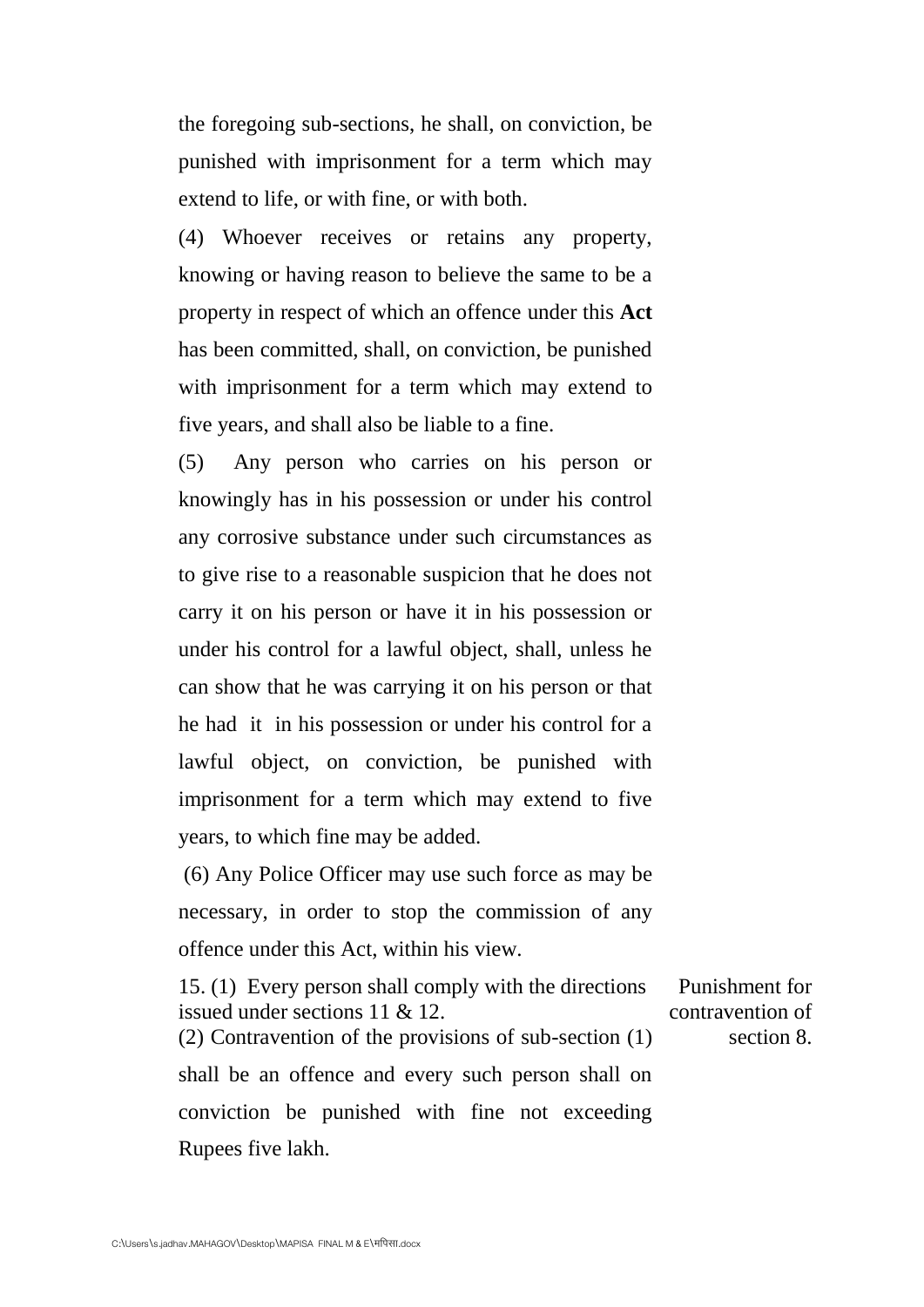the foregoing sub-sections, he shall, on conviction, be punished with imprisonment for a term which may extend to life, or with fine, or with both.

(4) Whoever receives or retains any property, knowing or having reason to believe the same to be a property in respect of which an offence under this **Act** has been committed, shall, on conviction, be punished with imprisonment for a term which may extend to five years, and shall also be liable to a fine.

(5) Any person who carries on his person or knowingly has in his possession or under his control any corrosive substance under such circumstances as to give rise to a reasonable suspicion that he does not carry it on his person or have it in his possession or under his control for a lawful object, shall, unless he can show that he was carrying it on his person or that he had it in his possession or under his control for a lawful object, on conviction, be punished with imprisonment for a term which may extend to five years, to which fine may be added.

(6) Any Police Officer may use such force as may be necessary, in order to stop the commission of any offence under this Act, within his view.

Punishment for contravention of section 8.

15. (1) Every person shall comply with the directions issued under sections 11 & 12.

(2) Contravention of the provisions of sub-section (1) shall be an offence and every such person shall on conviction be punished with fine not exceeding Rupees five lakh.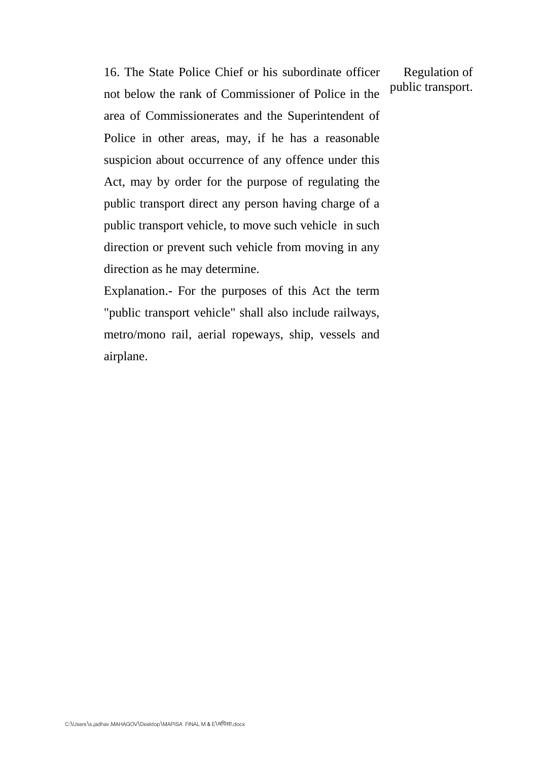16. The State Police Chief or his subordinate officer not below the rank of Commissioner of Police in the area of Commissionerates and the Superintendent of Police in other areas, may, if he has a reasonable suspicion about occurrence of any offence under this Act, may by order for the purpose of regulating the public transport direct any person having charge of a public transport vehicle, to move such vehicle in such direction or prevent such vehicle from moving in any direction as he may determine.

Regulation of public transport.

Explanation.- For the purposes of this Act the term "public transport vehicle" shall also include railways, metro/mono rail, aerial ropeways, ship, vessels and airplane.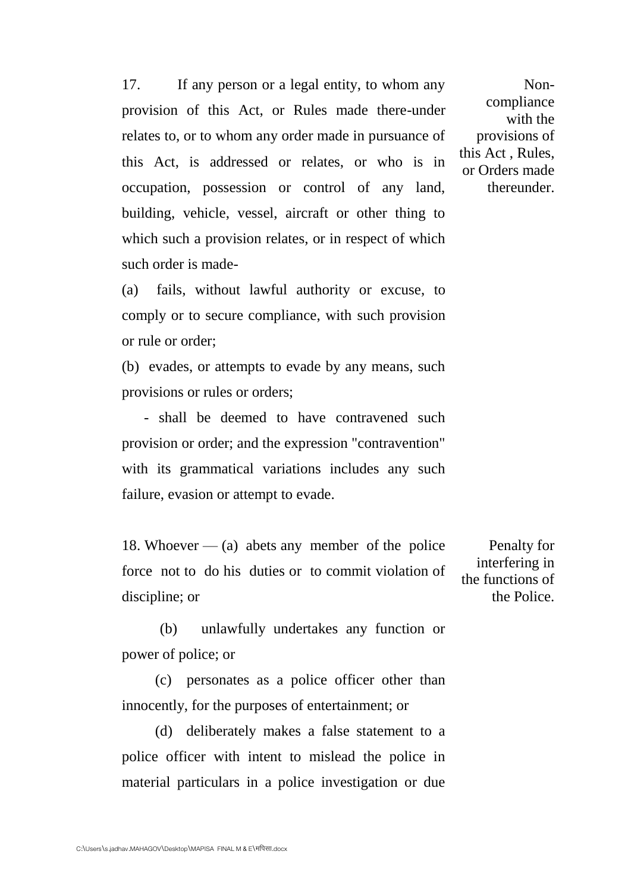17. If any person or a legal entity, to whom any provision of this Act, or Rules made there-under relates to, or to whom any order made in pursuance of this Act, is addressed or relates, or who is in occupation, possession or control of any land, building, vehicle, vessel, aircraft or other thing to which such a provision relates, or in respect of which such order is made-

*Non-compliance with the provisions of this Act , Rules, or Orders made thereunder.*

(a) fails, without lawful authority or excuse, to comply or to secure compliance, with such provision or rule or order;

(b) evades, or attempts to evade by any means, such provisions or rules or orders;

- shall be deemed to have contravened such provision or order; and the expression "contravention" with its grammatical variations includes any such failure, evasion or attempt to evade.

18. Whoever — (a) abets any member of the police force not to do his duties or to commit violation of discipline; or

*Penalty for interfering in the functions of the Police.*

(b) unlawfully undertakes any function or power of police; or

(c) personates as a police officer other than innocently, for the purposes of entertainment; or

(d) deliberately makes a false statement to a police officer with intent to mislead the police in material particulars in a police investigation or due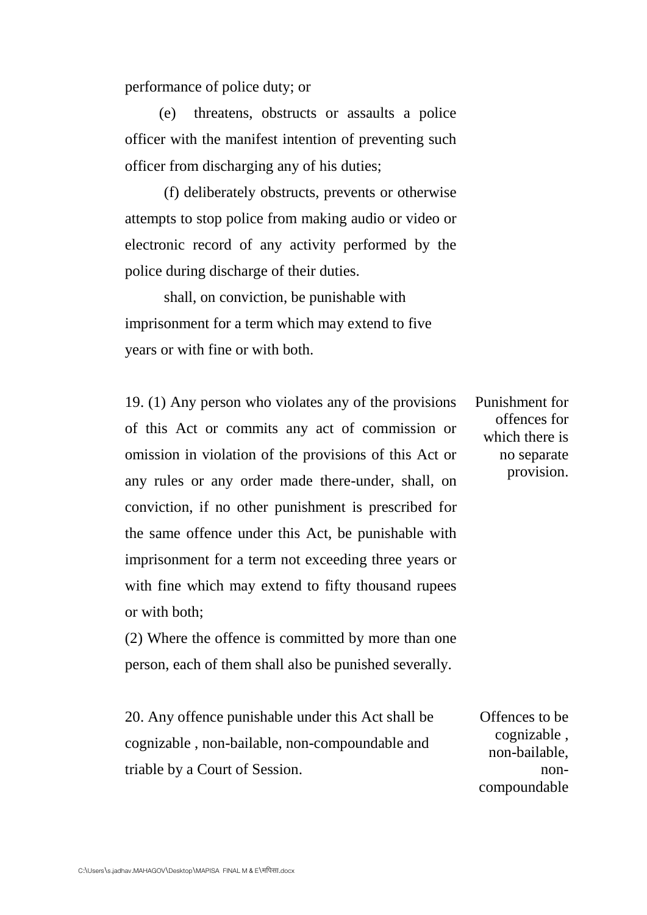performance of police duty; or

(e) threatens, obstructs or assaults a police officer with the manifest intention of preventing such officer from discharging any of his duties;

(f) deliberately obstructs, prevents or otherwise attempts to stop police from making audio or video or electronic record of any activity performed by the police during discharge of their duties.

shall, on conviction, be punishable with imprisonment for a term which may extend to five years or with fine or with both.

**Punishment for offences for which there is no separate provision.**

19. (1) Any person who violates any of the provisions of this Act or commits any act of commission or omission in violation of the provisions of this Act or any rules or any order made there-under, shall, on conviction, if no other punishment is prescribed for the same offence under this Act, be punishable with imprisonment for a term not exceeding three years or with fine which may extend to fifty thousand rupees or with both;

(2) Where the offence is committed by more than one person, each of them shall also be punished severally.

**Offences to be cognizable , non-bailable, non-compoundable**

20. Any offence punishable under this Act shall be cognizable , non-bailable, non-compoundable and triable by a Court of Session.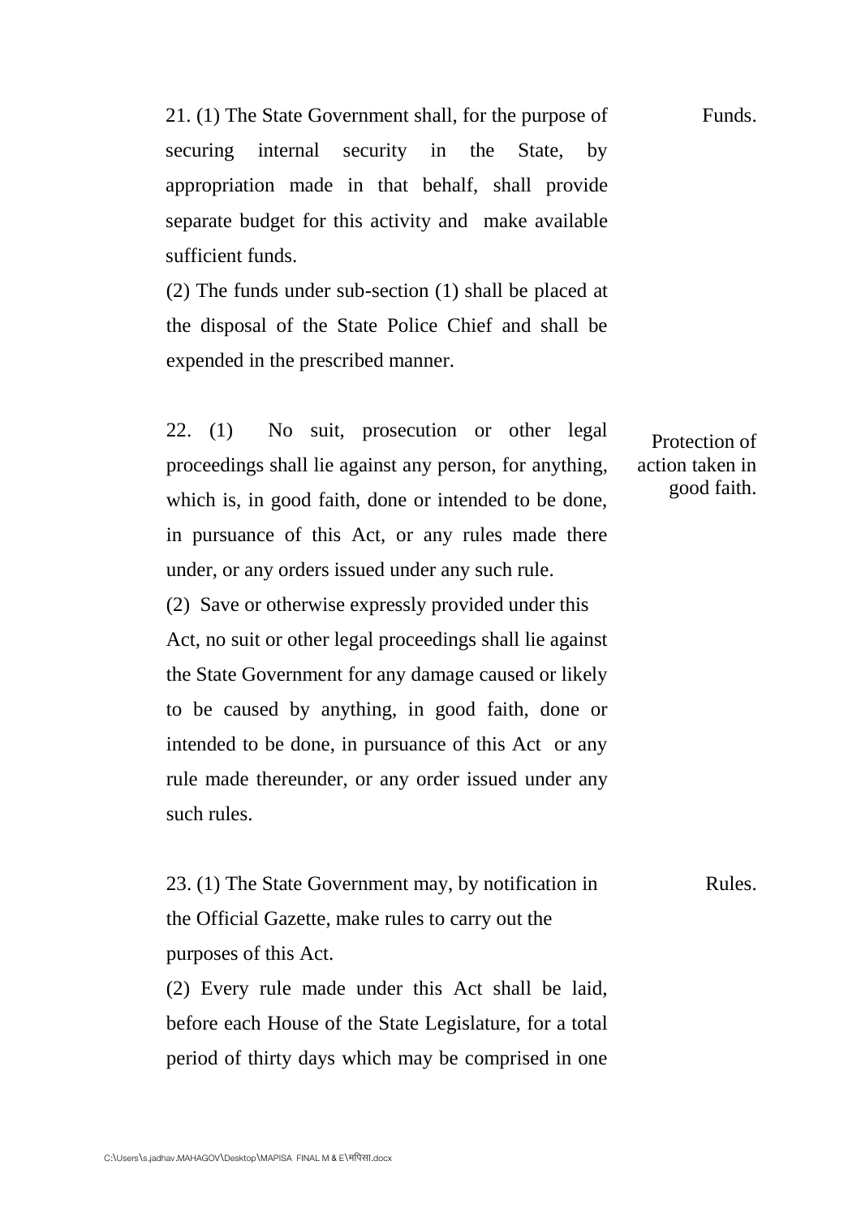21. (1) The State Government shall, for the purpose of securing internal security in the State, by appropriation made in that behalf, shall provide separate budget for this activity and make available sufficient funds.

Funds.

(2) The funds under sub-section (1) shall be placed at the disposal of the State Police Chief and shall be expended in the prescribed manner.

22. (1) No suit, prosecution or other legal proceedings shall lie against any person, for anything, which is, in good faith, done or intended to be done, in pursuance of this Act, or any rules made there under, or any orders issued under any such rule.

Protection of action taken in good faith.

(2) Save or otherwise expressly provided under this Act, no suit or other legal proceedings shall lie against the State Government for any damage caused or likely to be caused by anything, in good faith, done or intended to be done, in pursuance of this Act or any rule made thereunder, or any order issued under any such rules.

23. (1) The State Government may, by notification in the Official Gazette, make rules to carry out the purposes of this Act.

Rules.

(2) Every rule made under this Act shall be laid, before each House of the State Legislature, for a total period of thirty days which may be comprised in one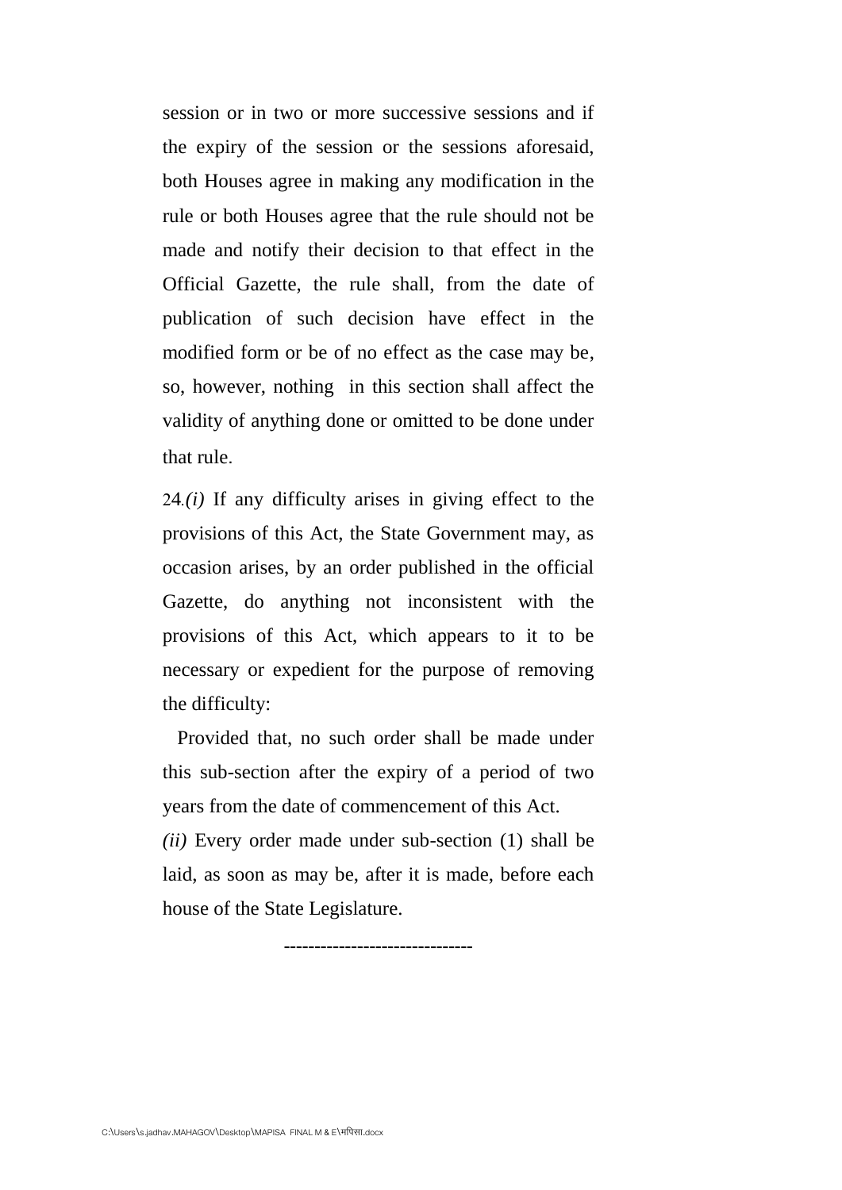session or in two or more successive sessions and if the expiry of the session or the sessions aforesaid, both Houses agree in making any modification in the rule or both Houses agree that the rule should not be made and notify their decision to that effect in the Official Gazette, the rule shall, from the date of publication of such decision have effect in the modified form or be of no effect as the case may be, so, however, nothing in this section shall affect the validity of anything done or omitted to be done under that rule.

24.*(i)* If any difficulty arises in giving effect to the provisions of this Act, the State Government may, as occasion arises, by an order published in the official Gazette, do anything not inconsistent with the provisions of this Act, which appears to it to be necessary or expedient for the purpose of removing the difficulty:

Provided that, no such order shall be made under this sub-section after the expiry of a period of two years from the date of commencement of this Act.

*(ii)* Every order made under sub-section (1) shall be laid, as soon as may be, after it is made, before each house of the State Legislature.

------------------------------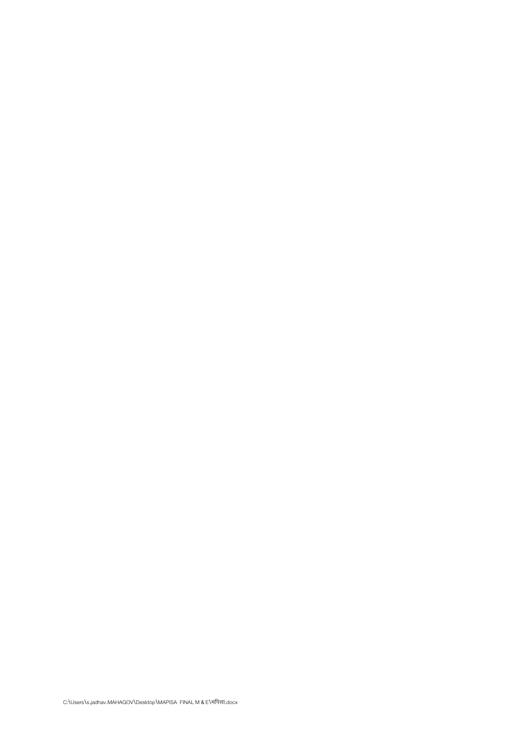C:\Users\s.jadhav.MAHAGOV\Desktop\MAPISA FINAL M & E\मपिसा.docx